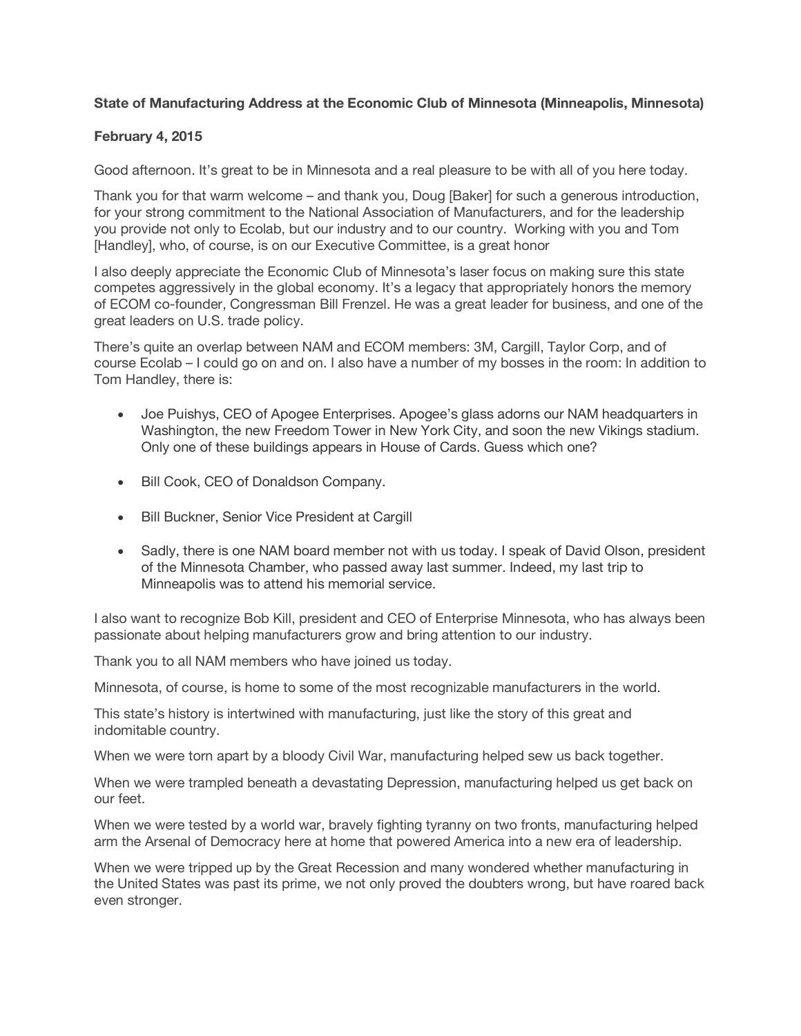**State of Manufacturing Address at the Economic Club of Minnesota (Minneapolis, Minnesota)**

**February 4, 2015**

Good afternoon. It's great to be in Minnesota and a real pleasure to be with all of you here today.

Thank you for that warm welcome – and thank you, Doug [Baker] for such a generous introduction, for your strong commitment to the National Association of Manufacturers, and for the leadership you provide not only to Ecolab, but our industry and to our country. Working with you and Tom [Handley], who, of course, is on our Executive Committee, is a great honor

I also deeply appreciate the Economic Club of Minnesota's laser focus on making sure this state competes aggressively in the global economy. It's a legacy that appropriately honors the memory of ECOM co-founder, Congressman Bill Frenzel. He was a great leader for business, and one of the great leaders on U.S. trade policy.

There's quite an overlap between NAM and ECOM members: 3M, Cargill, Taylor Corp, and of course Ecolab – I could go on and on. I also have a number of my bosses in the room: In addition to Tom Handley, there is:

- Joe Puishys, CEO of Apogee Enterprises. Apogee's glass adorns our NAM headquarters in Washington, the new Freedom Tower in New York City, and soon the new Vikings stadium. Only one of these buildings appears in House of Cards. Guess which one?
- Bill Cook, CEO of Donaldson Company.
- Bill Buckner, Senior Vice President at Cargill
- Sadly, there is one NAM board member not with us today. I speak of David Olson, president of the Minnesota Chamber, who passed away last summer. Indeed, my last trip to Minneapolis was to attend his memorial service.

I also want to recognize Bob Kill, president and CEO of Enterprise Minnesota, who has always been passionate about helping manufacturers grow and bring attention to our industry.

Thank you to all NAM members who have joined us today.

Minnesota, of course, is home to some of the most recognizable manufacturers in the world.

This state's history is intertwined with manufacturing, just like the story of this great and indomitable country.

When we were torn apart by a bloody Civil War, manufacturing helped sew us back together.

When we were trampled beneath a devastating Depression, manufacturing helped us get back on our feet.

When we were tested by a world war, bravely fighting tyranny on two fronts, manufacturing helped arm the Arsenal of Democracy here at home that powered America into a new era of leadership.

When we were tripped up by the Great Recession and many wondered whether manufacturing in the United States was past its prime, we not only proved the doubters wrong, but have roared back even stronger.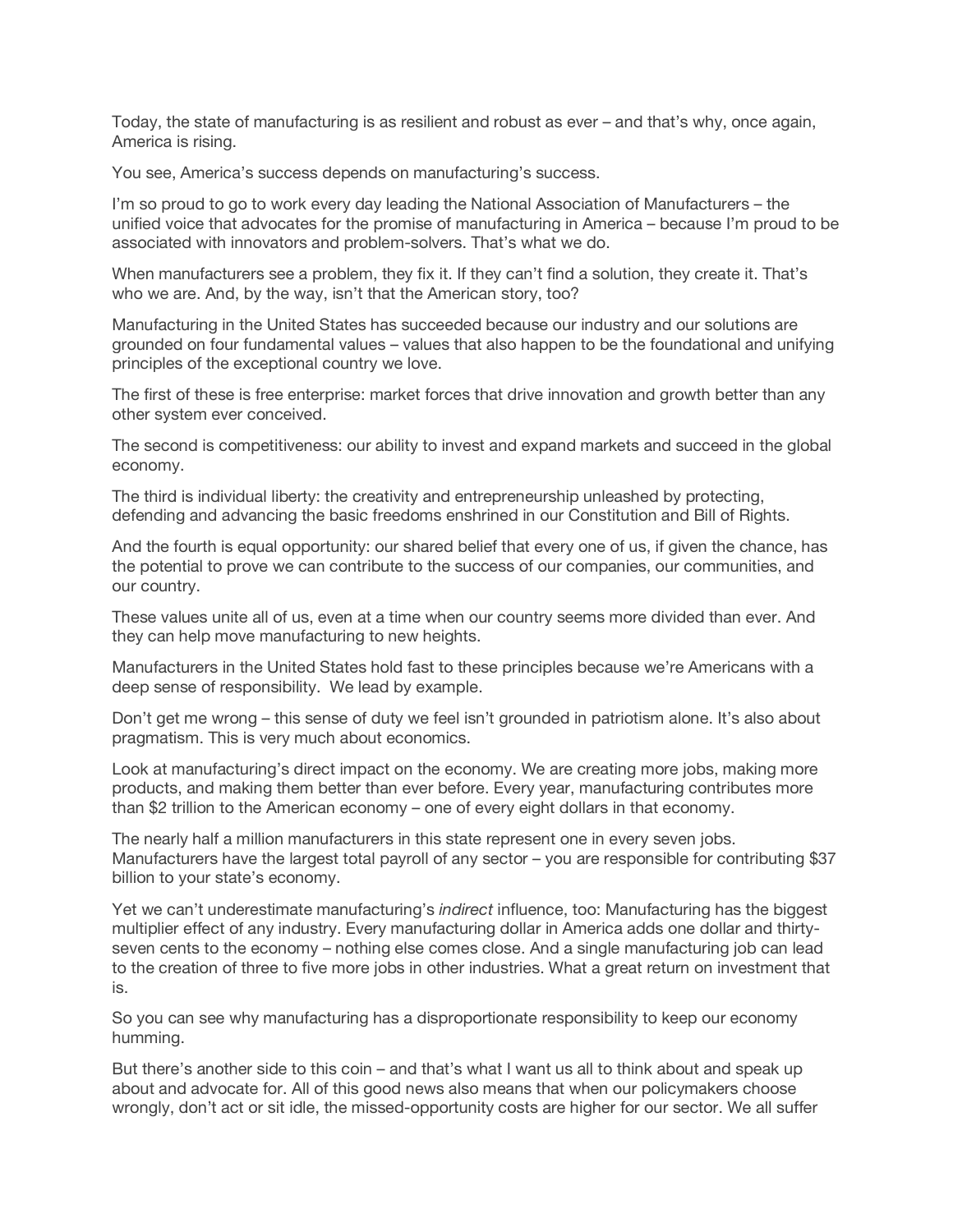Today, the state of manufacturing is as resilient and robust as ever – and that's why, once again, America is rising.

You see, America's success depends on manufacturing's success.

I'm so proud to go to work every day leading the National Association of Manufacturers – the unified voice that advocates for the promise of manufacturing in America – because I'm proud to be associated with innovators and problem-solvers. That's what we do.

When manufacturers see a problem, they fix it. If they can't find a solution, they create it. That's who we are. And, by the way, isn't that the American story, too?

Manufacturing in the United States has succeeded because our industry and our solutions are grounded on four fundamental values – values that also happen to be the foundational and unifying principles of the exceptional country we love.

The first of these is free enterprise: market forces that drive innovation and growth better than any other system ever conceived.

The second is competitiveness: our ability to invest and expand markets and succeed in the global economy.

The third is individual liberty: the creativity and entrepreneurship unleashed by protecting, defending and advancing the basic freedoms enshrined in our Constitution and Bill of Rights.

And the fourth is equal opportunity: our shared belief that every one of us, if given the chance, has the potential to prove we can contribute to the success of our companies, our communities, and our country.

These values unite all of us, even at a time when our country seems more divided than ever. And they can help move manufacturing to new heights.

Manufacturers in the United States hold fast to these principles because we're Americans with a deep sense of responsibility. We lead by example.

Don't get me wrong – this sense of duty we feel isn't grounded in patriotism alone. It's also about pragmatism. This is very much about economics.

Look at manufacturing's direct impact on the economy. We are creating more jobs, making more products, and making them better than ever before. Every year, manufacturing contributes more than $2 trillion to the American economy – one of every eight dollars in that economy.

The nearly half a million manufacturers in this state represent one in every seven jobs. Manufacturers have the largest total payroll of any sector – you are responsible for contributing $37 billion to your state's economy.

Yet we can't underestimate manufacturing's *indirect* influence, too: Manufacturing has the biggest multiplier effect of any industry. Every manufacturing dollar in America adds one dollar and thirty-seven cents to the economy – nothing else comes close. And a single manufacturing job can lead to the creation of three to five more jobs in other industries. What a great return on investment that is.

So you can see why manufacturing has a disproportionate responsibility to keep our economy humming.

But there's another side to this coin – and that's what I want us all to think about and speak up about and advocate for. All of this good news also means that when our policymakers choose wrongly, don't act or sit idle, the missed-opportunity costs are higher for our sector. We all suffer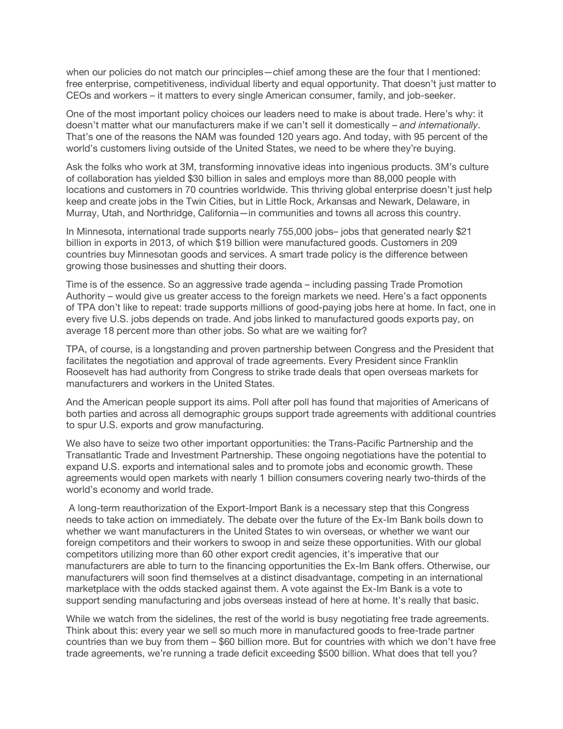when our policies do not match our principles—chief among these are the four that I mentioned: free enterprise, competitiveness, individual liberty and equal opportunity. That doesn't just matter to CEOs and workers – it matters to every single American consumer, family, and job-seeker.

One of the most important policy choices our leaders need to make is about trade. Here's why: it doesn't matter what our manufacturers make if we can't sell it domestically – *and internationally*. That's one of the reasons the NAM was founded 120 years ago. And today, with 95 percent of the world's customers living outside of the United States, we need to be where they're buying.

Ask the folks who work at 3M, transforming innovative ideas into ingenious products. 3M's culture of collaboration has yielded $30 billion in sales and employs more than 88,000 people with locations and customers in 70 countries worldwide. This thriving global enterprise doesn't just help keep and create jobs in the Twin Cities, but in Little Rock, Arkansas and Newark, Delaware, in Murray, Utah, and Northridge, California—in communities and towns all across this country.

In Minnesota, international trade supports nearly 755,000 jobs– jobs that generated nearly $21 billion in exports in 2013, of which $19 billion were manufactured goods. Customers in 209 countries buy Minnesotan goods and services. A smart trade policy is the difference between growing those businesses and shutting their doors.

Time is of the essence. So an aggressive trade agenda – including passing Trade Promotion Authority – would give us greater access to the foreign markets we need. Here's a fact opponents of TPA don't like to repeat: trade supports millions of good-paying jobs here at home. In fact, one in every five U.S. jobs depends on trade. And jobs linked to manufactured goods exports pay, on average 18 percent more than other jobs. So what are we waiting for?

TPA, of course, is a longstanding and proven partnership between Congress and the President that facilitates the negotiation and approval of trade agreements. Every President since Franklin Roosevelt has had authority from Congress to strike trade deals that open overseas markets for manufacturers and workers in the United States.

And the American people support its aims. Poll after poll has found that majorities of Americans of both parties and across all demographic groups support trade agreements with additional countries to spur U.S. exports and grow manufacturing.

We also have to seize two other important opportunities: the Trans-Pacific Partnership and the Transatlantic Trade and Investment Partnership. These ongoing negotiations have the potential to expand U.S. exports and international sales and to promote jobs and economic growth. These agreements would open markets with nearly 1 billion consumers covering nearly two-thirds of the world's economy and world trade.

A long-term reauthorization of the Export-Import Bank is a necessary step that this Congress needs to take action on immediately. The debate over the future of the Ex-Im Bank boils down to whether we want manufacturers in the United States to win overseas, or whether we want our foreign competitors and their workers to swoop in and seize these opportunities. With our global competitors utilizing more than 60 other export credit agencies, it's imperative that our manufacturers are able to turn to the financing opportunities the Ex-Im Bank offers. Otherwise, our manufacturers will soon find themselves at a distinct disadvantage, competing in an international marketplace with the odds stacked against them. A vote against the Ex-Im Bank is a vote to support sending manufacturing and jobs overseas instead of here at home. It's really that basic.

While we watch from the sidelines, the rest of the world is busy negotiating free trade agreements. Think about this: every year we sell so much more in manufactured goods to free-trade partner countries than we buy from them – $60 billion more. But for countries with which we don't have free trade agreements, we're running a trade deficit exceeding $500 billion. What does that tell you?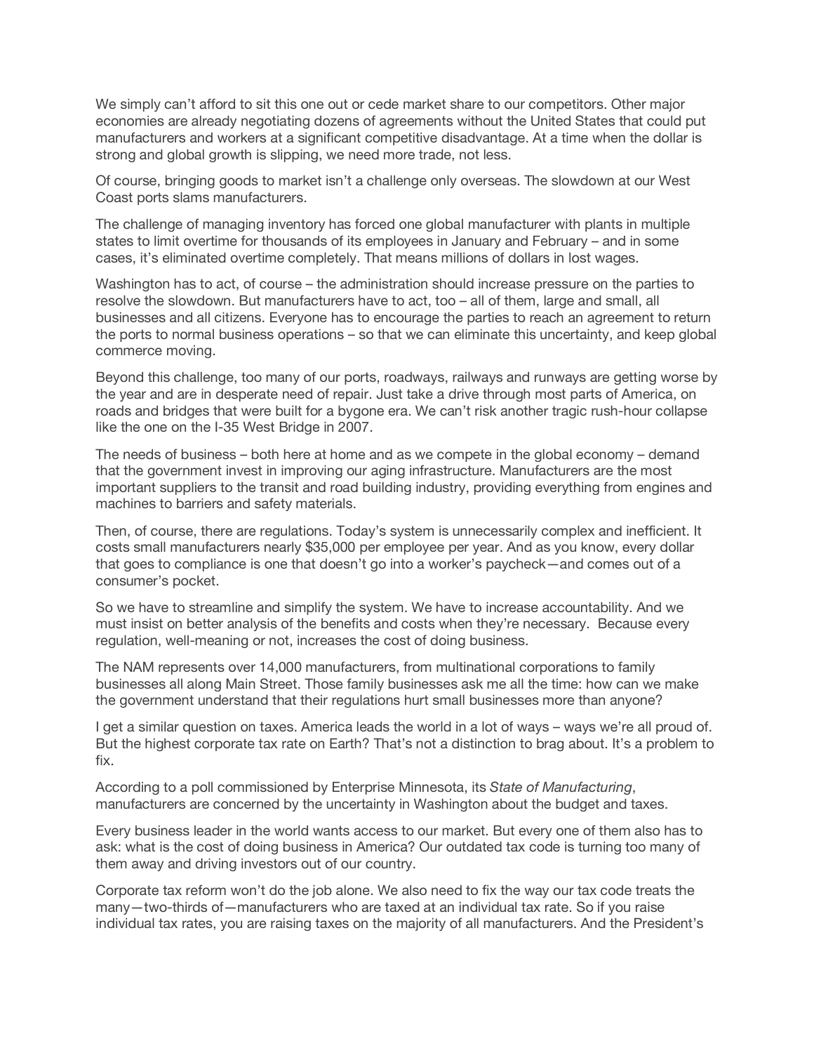We simply can’t afford to sit this one out or cede market share to our competitors. Other major economies are already negotiating dozens of agreements without the United States that could put manufacturers and workers at a significant competitive disadvantage. At a time when the dollar is strong and global growth is slipping, we need more trade, not less.

Of course, bringing goods to market isn’t a challenge only overseas. The slowdown at our West Coast ports slams manufacturers.

The challenge of managing inventory has forced one global manufacturer with plants in multiple states to limit overtime for thousands of its employees in January and February – and in some cases, it’s eliminated overtime completely. That means millions of dollars in lost wages.

Washington has to act, of course – the administration should increase pressure on the parties to resolve the slowdown. But manufacturers have to act, too – all of them, large and small, all businesses and all citizens. Everyone has to encourage the parties to reach an agreement to return the ports to normal business operations – so that we can eliminate this uncertainty, and keep global commerce moving.

Beyond this challenge, too many of our ports, roadways, railways and runways are getting worse by the year and are in desperate need of repair. Just take a drive through most parts of America, on roads and bridges that were built for a bygone era. We can’t risk another tragic rush-hour collapse like the one on the I-35 West Bridge in 2007.

The needs of business – both here at home and as we compete in the global economy – demand that the government invest in improving our aging infrastructure. Manufacturers are the most important suppliers to the transit and road building industry, providing everything from engines and machines to barriers and safety materials.

Then, of course, there are regulations. Today’s system is unnecessarily complex and inefficient. It costs small manufacturers nearly $35,000 per employee per year. And as you know, every dollar that goes to compliance is one that doesn’t go into a worker’s paycheck—and comes out of a consumer’s pocket.

So we have to streamline and simplify the system. We have to increase accountability. And we must insist on better analysis of the benefits and costs when they’re necessary. Because every regulation, well-meaning or not, increases the cost of doing business.

The NAM represents over 14,000 manufacturers, from multinational corporations to family businesses all along Main Street. Those family businesses ask me all the time: how can we make the government understand that their regulations hurt small businesses more than anyone?

I get a similar question on taxes. America leads the world in a lot of ways – ways we’re all proud of. But the highest corporate tax rate on Earth? That’s not a distinction to brag about. It’s a problem to fix.

According to a poll commissioned by Enterprise Minnesota, its *State of Manufacturing*, manufacturers are concerned by the uncertainty in Washington about the budget and taxes.

Every business leader in the world wants access to our market. But every one of them also has to ask: what is the cost of doing business in America? Our outdated tax code is turning too many of them away and driving investors out of our country.

Corporate tax reform won’t do the job alone. We also need to fix the way our tax code treats the many—two-thirds of—manufacturers who are taxed at an individual tax rate. So if you raise individual tax rates, you are raising taxes on the majority of all manufacturers. And the President’s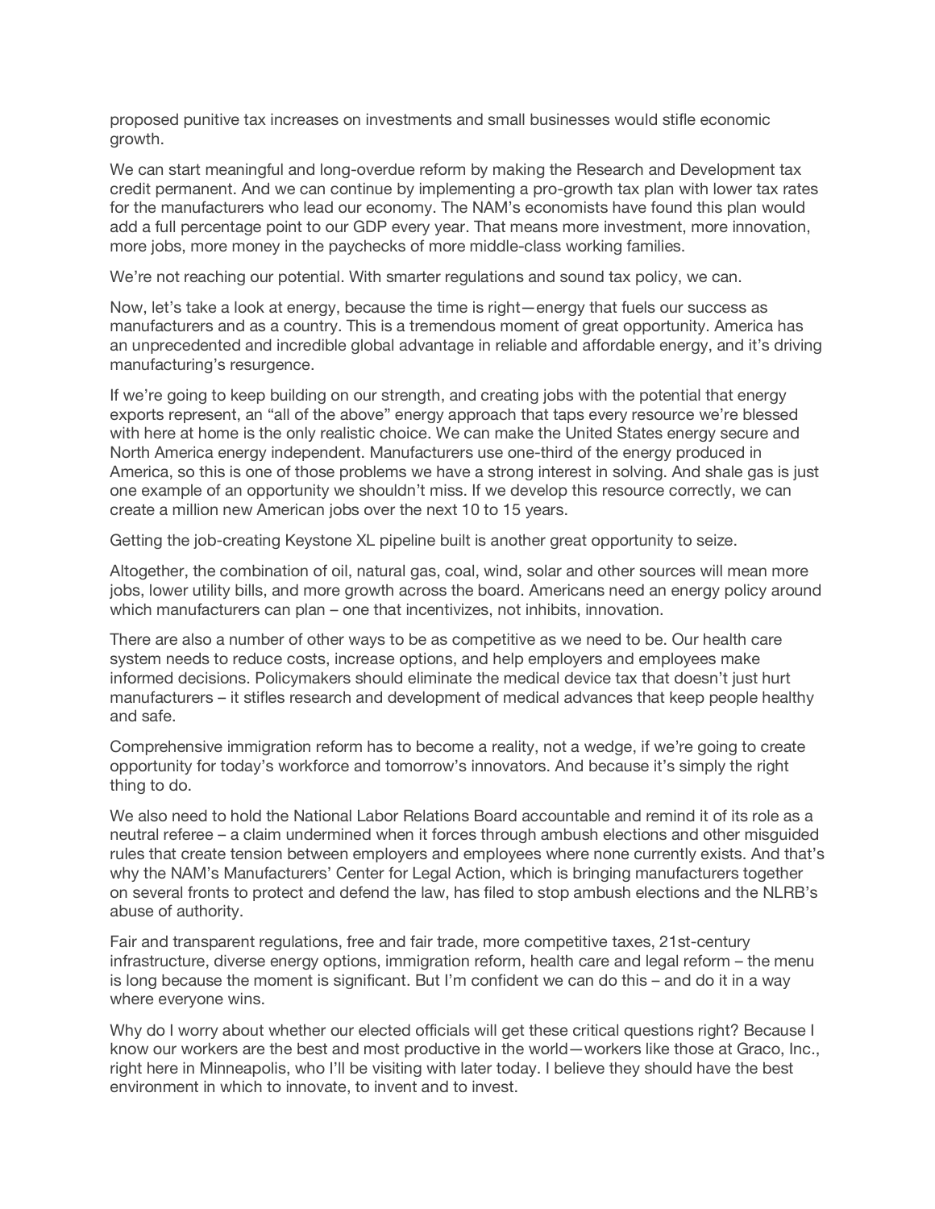proposed punitive tax increases on investments and small businesses would stifle economic growth.

We can start meaningful and long-overdue reform by making the Research and Development tax credit permanent. And we can continue by implementing a pro-growth tax plan with lower tax rates for the manufacturers who lead our economy. The NAM's economists have found this plan would add a full percentage point to our GDP every year. That means more investment, more innovation, more jobs, more money in the paychecks of more middle-class working families.

We're not reaching our potential. With smarter regulations and sound tax policy, we can.

Now, let's take a look at energy, because the time is right—energy that fuels our success as manufacturers and as a country. This is a tremendous moment of great opportunity. America has an unprecedented and incredible global advantage in reliable and affordable energy, and it's driving manufacturing's resurgence.

If we're going to keep building on our strength, and creating jobs with the potential that energy exports represent, an "all of the above" energy approach that taps every resource we're blessed with here at home is the only realistic choice. We can make the United States energy secure and North America energy independent. Manufacturers use one-third of the energy produced in America, so this is one of those problems we have a strong interest in solving. And shale gas is just one example of an opportunity we shouldn't miss. If we develop this resource correctly, we can create a million new American jobs over the next 10 to 15 years.

Getting the job-creating Keystone XL pipeline built is another great opportunity to seize.

Altogether, the combination of oil, natural gas, coal, wind, solar and other sources will mean more jobs, lower utility bills, and more growth across the board. Americans need an energy policy around which manufacturers can plan – one that incentivizes, not inhibits, innovation.

There are also a number of other ways to be as competitive as we need to be. Our health care system needs to reduce costs, increase options, and help employers and employees make informed decisions. Policymakers should eliminate the medical device tax that doesn't just hurt manufacturers – it stifles research and development of medical advances that keep people healthy and safe.

Comprehensive immigration reform has to become a reality, not a wedge, if we're going to create opportunity for today's workforce and tomorrow's innovators. And because it's simply the right thing to do.

We also need to hold the National Labor Relations Board accountable and remind it of its role as a neutral referee – a claim undermined when it forces through ambush elections and other misguided rules that create tension between employers and employees where none currently exists. And that's why the NAM's Manufacturers' Center for Legal Action, which is bringing manufacturers together on several fronts to protect and defend the law, has filed to stop ambush elections and the NLRB's abuse of authority.

Fair and transparent regulations, free and fair trade, more competitive taxes, 21st-century infrastructure, diverse energy options, immigration reform, health care and legal reform – the menu is long because the moment is significant. But I'm confident we can do this – and do it in a way where everyone wins.

Why do I worry about whether our elected officials will get these critical questions right? Because I know our workers are the best and most productive in the world—workers like those at Graco, Inc., right here in Minneapolis, who I'll be visiting with later today. I believe they should have the best environment in which to innovate, to invent and to invest.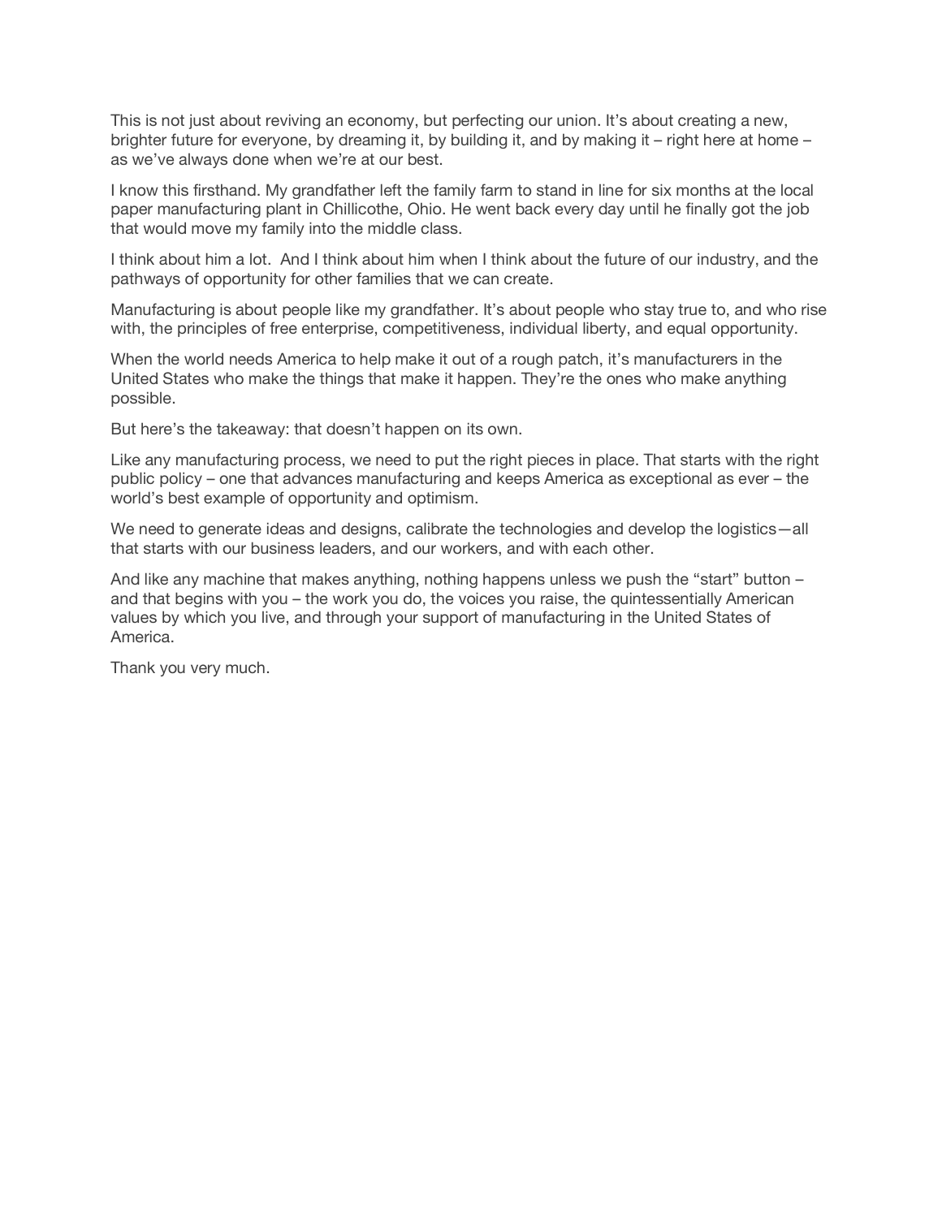This is not just about reviving an economy, but perfecting our union. It's about creating a new, brighter future for everyone, by dreaming it, by building it, and by making it – right here at home – as we've always done when we're at our best.

I know this firsthand. My grandfather left the family farm to stand in line for six months at the local paper manufacturing plant in Chillicothe, Ohio. He went back every day until he finally got the job that would move my family into the middle class.

I think about him a lot. And I think about him when I think about the future of our industry, and the pathways of opportunity for other families that we can create.

Manufacturing is about people like my grandfather. It's about people who stay true to, and who rise with, the principles of free enterprise, competitiveness, individual liberty, and equal opportunity.

When the world needs America to help make it out of a rough patch, it's manufacturers in the United States who make the things that make it happen. They're the ones who make anything possible.

But here's the takeaway: that doesn't happen on its own.

Like any manufacturing process, we need to put the right pieces in place. That starts with the right public policy – one that advances manufacturing and keeps America as exceptional as ever – the world's best example of opportunity and optimism.

We need to generate ideas and designs, calibrate the technologies and develop the logistics—all that starts with our business leaders, and our workers, and with each other.

And like any machine that makes anything, nothing happens unless we push the "start" button – and that begins with you – the work you do, the voices you raise, the quintessentially American values by which you live, and through your support of manufacturing in the United States of America.

Thank you very much.